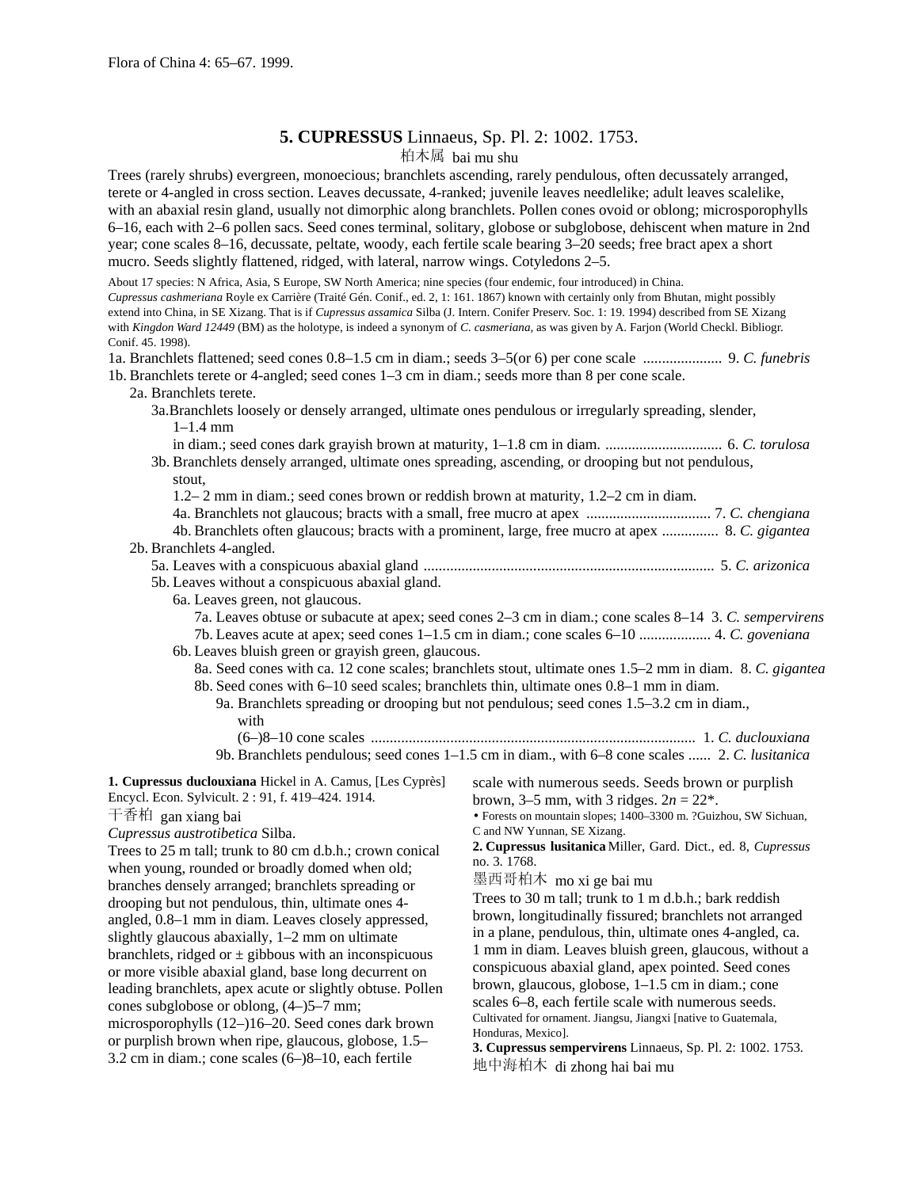Flora of China 4: 65–67. 1999.

## 5. **CUPRESSUS** Linnaeus, Sp. Pl. 2: 1002. 1753.

柏木属 bai mu shu

Trees (rarely shrubs) evergreen, monoecious; branchlets ascending, rarely pendulous, often decussately arranged, terete or 4-angled in cross section. Leaves decussate, 4-ranked; juvenile leaves needlelike; adult leaves scalelike, with an abaxial resin gland, usually not dimorphic along branchlets. Pollen cones ovoid or oblong; microsporophylls 6–16, each with 2–6 pollen sacs. Seed cones terminal, solitary, globose or subglobose, dehiscent when mature in 2nd year; cone scales 8–16, decussate, peltate, woody, each fertile scale bearing 3–20 seeds; free bract apex a short mucro. Seeds slightly flattened, ridged, with lateral, narrow wings. Cotyledons 2–5.

About 17 species: N Africa, Asia, S Europe, SW North America; nine species (four endemic, four introduced) in China.

*Cupressus cashmeriana* Royle ex Carrière (Traité Gén. Conif., ed. 2, 1: 161. 1867) known with certainly only from Bhutan, might possibly extend into China, in SE Xizang. That is if *Cupressus assamica* Silba (J. Intern. Conifer Preserv. Soc. 1: 19. 1994) described from SE Xizang with *Kingdon Ward 12449* (BM) as the holotype, is indeed a synonym of *C. casmeriana*, as was given by A. Farjon (World Checkl. Bibliogr. Conif. 45. 1998).

1a. Branchlets flattened; seed cones 0.8–1.5 cm in diam.; seeds 3–5(or 6) per cone scale ..................... 9. *C. funebris*
1b. Branchlets terete or 4-angled; seed cones 1–3 cm in diam.; seeds more than 8 per cone scale.
  2a. Branchlets terete.
    3a. Branchlets loosely or densely arranged, ultimate ones pendulous or irregularly spreading, slender, 1–1.4 mm in diam.; seed cones dark grayish brown at maturity, 1–1.8 cm in diam. ............................... 6. *C. torulosa*
    3b. Branchlets densely arranged, ultimate ones spreading, ascending, or drooping but not pendulous, stout, 1.2– 2 mm in diam.; seed cones brown or reddish brown at maturity, 1.2–2 cm in diam.
      4a. Branchlets not glaucous; bracts with a small, free mucro at apex ................................. 7. *C. chengiana*
      4b. Branchlets often glaucous; bracts with a prominent, large, free mucro at apex ............... 8. *C. gigantea*
  2b. Branchlets 4-angled.
    5a. Leaves with a conspicuous abaxial gland ............................................................................ 5. *C. arizonica*
    5b. Leaves without a conspicuous abaxial gland.
      6a. Leaves green, not glaucous.
        7a. Leaves obtuse or subacute at apex; seed cones 2–3 cm in diam.; cone scales 8–14 3. *C. sempervirens*
        7b. Leaves acute at apex; seed cones 1–1.5 cm in diam.; cone scales 6–10 ................... 4. *C. goveniana*
      6b. Leaves bluish green or grayish green, glaucous.
        8a. Seed cones with ca. 12 cone scales; branchlets stout, ultimate ones 1.5–2 mm in diam. 8. *C. gigantea*
        8b. Seed cones with 6–10 seed scales; branchlets thin, ultimate ones 0.8–1 mm in diam.
          9a. Branchlets spreading or drooping but not pendulous; seed cones 1.5–3.2 cm in diam., with (6–)8–10 cone scales ..................................................................................... 1. *C. duclouxiana*
          9b. Branchlets pendulous; seed cones 1–1.5 cm in diam., with 6–8 cone scales ...... 2. *C. lusitanica*

**1. Cupressus duclouxiana** Hickel in A. Camus, [Les Cyprès] Encycl. Econ. Sylvicult. 2 : 91, f. 419–424. 1914.

干香柏 gan xiang bai

*Cupressus austrotibetica* Silba.

Trees to 25 m tall; trunk to 80 cm d.b.h.; crown conical when young, rounded or broadly domed when old; branches densely arranged; branchlets spreading or drooping but not pendulous, thin, ultimate ones 4-angled, 0.8–1 mm in diam. Leaves closely appressed, slightly glaucous abaxially, 1–2 mm on ultimate branchlets, ridged or ± gibbous with an inconspicuous or more visible abaxial gland, base long decurrent on leading branchlets, apex acute or slightly obtuse. Pollen cones subglobose or oblong, (4–)5–7 mm; microsporophylls (12–)16–20. Seed cones dark brown or purplish brown when ripe, glaucous, globose, 1.5–3.2 cm in diam.; cone scales (6–)8–10, each fertile scale with numerous seeds. Seeds brown or purplish brown, 3–5 mm, with 3 ridges. 2*n* = 22*.

• Forests on mountain slopes; 1400–3300 m. ?Guizhou, SW Sichuan, C and NW Yunnan, SE Xizang.

**2. Cupressus lusitanica** Miller, Gard. Dict., ed. 8, *Cupressus* no. 3. 1768.

墨西哥柏木 mo xi ge bai mu

Trees to 30 m tall; trunk to 1 m d.b.h.; bark reddish brown, longitudinally fissured; branchlets not arranged in a plane, pendulous, thin, ultimate ones 4-angled, ca. 1 mm in diam. Leaves bluish green, glaucous, without a conspicuous abaxial gland, apex pointed. Seed cones brown, glaucous, globose, 1–1.5 cm in diam.; cone scales 6–8, each fertile scale with numerous seeds.

Cultivated for ornament. Jiangsu, Jiangxi [native to Guatemala, Honduras, Mexico].

**3. Cupressus sempervirens** Linnaeus, Sp. Pl. 2: 1002. 1753.

地中海柏木 di zhong hai bai mu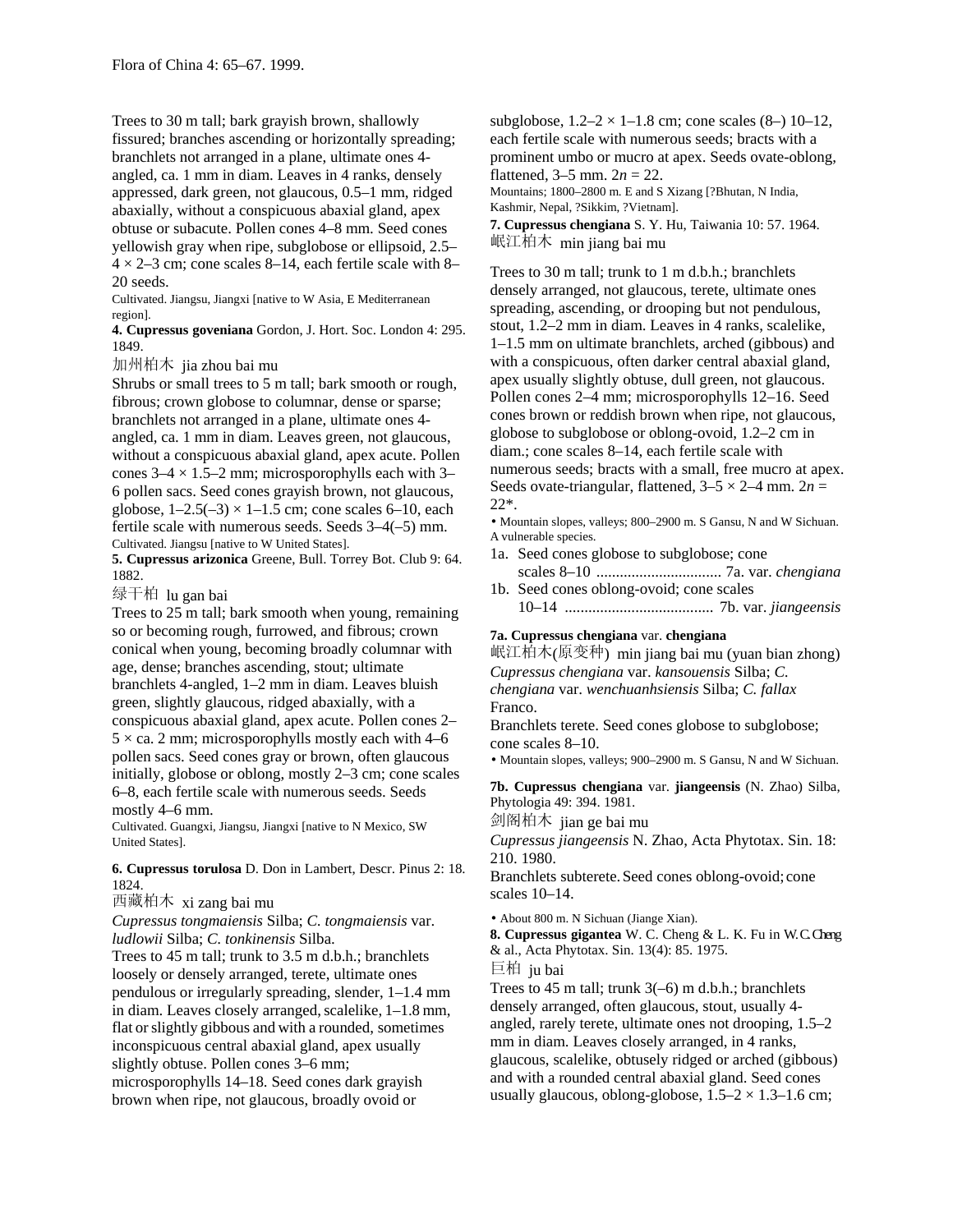Trees to 30 m tall; bark grayish brown, shallowly fissured; branches ascending or horizontally spreading; branchlets not arranged in a plane, ultimate ones 4-angled, ca. 1 mm in diam. Leaves in 4 ranks, densely appressed, dark green, not glaucous, 0.5–1 mm, ridged abaxially, without a conspicuous abaxial gland, apex obtuse or subacute. Pollen cones 4–8 mm. Seed cones yellowish gray when ripe, subglobose or ellipsoid, 2.5–4 × 2–3 cm; cone scales 8–14, each fertile scale with 8–20 seeds.

Cultivated. Jiangsu, Jiangxi [native to W Asia, E Mediterranean region].

**4. Cupressus goveniana** Gordon, J. Hort. Soc. London 4: 295. 1849.

加州柏木 jia zhou bai mu

Shrubs or small trees to 5 m tall; bark smooth or rough, fibrous; crown globose to columnar, dense or sparse; branchlets not arranged in a plane, ultimate ones 4-angled, ca. 1 mm in diam. Leaves green, not glaucous, without a conspicuous abaxial gland, apex acute. Pollen cones 3–4 × 1.5–2 mm; microsporophylls each with 3–6 pollen sacs. Seed cones grayish brown, not glaucous, globose, 1–2.5(–3) × 1–1.5 cm; cone scales 6–10, each fertile scale with numerous seeds. Seeds 3–4(–5) mm.

Cultivated. Jiangsu [native to W United States].

**5. Cupressus arizonica** Greene, Bull. Torrey Bot. Club 9: 64. 1882.

绿干柏 lu gan bai

Trees to 25 m tall; bark smooth when young, remaining so or becoming rough, furrowed, and fibrous; crown conical when young, becoming broadly columnar with age, dense; branches ascending, stout; ultimate branchlets 4-angled, 1–2 mm in diam. Leaves bluish green, slightly glaucous, ridged abaxially, with a conspicuous abaxial gland, apex acute. Pollen cones 2–5 × ca. 2 mm; microsporophylls mostly each with 4–6 pollen sacs. Seed cones gray or brown, often glaucous initially, globose or oblong, mostly 2–3 cm; cone scales 6–8, each fertile scale with numerous seeds. Seeds mostly 4–6 mm.

Cultivated. Guangxi, Jiangsu, Jiangxi [native to N Mexico, SW United States].

**6. Cupressus torulosa** D. Don in Lambert, Descr. Pinus 2: 18. 1824.

西藏柏木 xi zang bai mu

*Cupressus tongmaiensis* Silba; *C. tongmaiensis* var. *ludlowii* Silba; *C. tonkinensis* Silba.

Trees to 45 m tall; trunk to 3.5 m d.b.h.; branchlets loosely or densely arranged, terete, ultimate ones pendulous or irregularly spreading, slender, 1–1.4 mm in diam. Leaves closely arranged, scalelike, 1–1.8 mm, flat or slightly gibbous and with a rounded, sometimes inconspicuous central abaxial gland, apex usually slightly obtuse. Pollen cones 3–6 mm; microsporophylls 14–18. Seed cones dark grayish brown when ripe, not glaucous, broadly ovoid or subglobose, 1.2–2 × 1–1.8 cm; cone scales (8–) 10–12, each fertile scale with numerous seeds; bracts with a prominent umbo or mucro at apex. Seeds ovate-oblong, flattened, 3–5 mm. 2*n* = 22.

Mountains; 1800–2800 m. E and S Xizang [?Bhutan, N India, Kashmir, Nepal, ?Sikkim, ?Vietnam].

**7. Cupressus chengiana** S. Y. Hu, Taiwania 10: 57. 1964.

岷江柏木 min jiang bai mu

Trees to 30 m tall; trunk to 1 m d.b.h.; branchlets densely arranged, not glaucous, terete, ultimate ones spreading, ascending, or drooping but not pendulous, stout, 1.2–2 mm in diam. Leaves in 4 ranks, scalelike, 1–1.5 mm on ultimate branchlets, arched (gibbous) and with a conspicuous, often darker central abaxial gland, apex usually slightly obtuse, dull green, not glaucous. Pollen cones 2–4 mm; microsporophylls 12–16. Seed cones brown or reddish brown when ripe, not glaucous, globose to subglobose or oblong-ovoid, 1.2–2 cm in diam.; cone scales 8–14, each fertile scale with numerous seeds; bracts with a small, free mucro at apex. Seeds ovate-triangular, flattened, 3–5 × 2–4 mm. 2*n* = 22*.

• Mountain slopes, valleys; 800–2900 m. S Gansu, N and W Sichuan. A vulnerable species.

1a. Seed cones globose to subglobose; cone scales 8–10 ................................ 7a. var. *chengiana*
1b. Seed cones oblong-ovoid; cone scales 10–14 ...................................... 7b. var. *jiangeensis*

**7a. Cupressus chengiana** var. **chengiana**

岷江柏木(原变种) min jiang bai mu (yuan bian zhong)

*Cupressus chengiana* var. *kansouensis* Silba; *C. chengiana* var. *wenchuanhsiensis* Silba; *C. fallax* Franco.

Branchlets terete. Seed cones globose to subglobose; cone scales 8–10.

• Mountain slopes, valleys; 900–2900 m. S Gansu, N and W Sichuan.

**7b. Cupressus chengiana** var. **jiangeensis** (N. Zhao) Silba, Phytologia 49: 394. 1981.

剑阁柏木 jian ge bai mu

*Cupressus jiangeensis* N. Zhao, Acta Phytotax. Sin. 18: 210. 1980.

Branchlets subterete. Seed cones oblong-ovoid; cone scales 10–14.

• About 800 m. N Sichuan (Jiange Xian).

**8. Cupressus gigantea** W. C. Cheng & L. K. Fu in W. C. Cheng & al., Acta Phytotax. Sin. 13(4): 85. 1975.

巨柏 ju bai

Trees to 45 m tall; trunk 3(–6) m d.b.h.; branchlets densely arranged, often glaucous, stout, usually 4-angled, rarely terete, ultimate ones not drooping, 1.5–2 mm in diam. Leaves closely arranged, in 4 ranks, glaucous, scalelike, obtusely ridged or arched (gibbous) and with a rounded central abaxial gland. Seed cones usually glaucous, oblong-globose, 1.5–2 × 1.3–1.6 cm;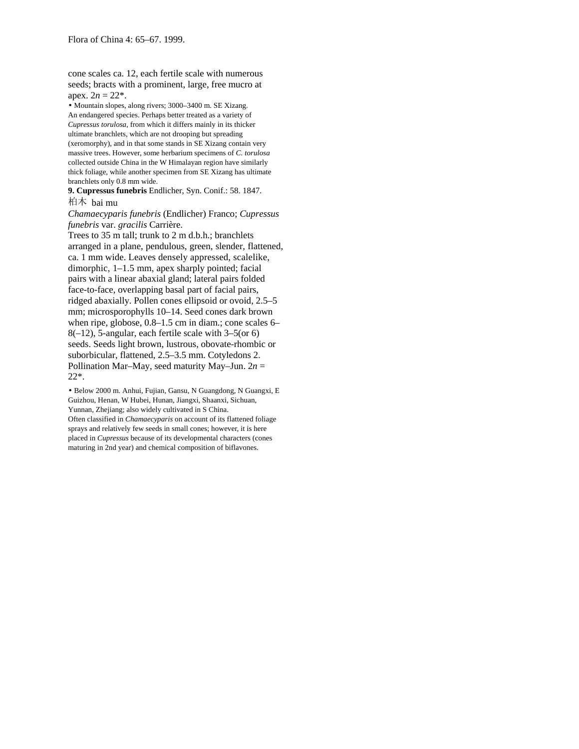cone scales ca. 12, each fertile scale with numerous seeds; bracts with a prominent, large, free mucro at apex. $2n = 22$*.

• Mountain slopes, along rivers; 3000–3400 m. SE Xizang.

An endangered species. Perhaps better treated as a variety of *Cupressus torulosa*, from which it differs mainly in its thicker ultimate branchlets, which are not drooping but spreading (xeromorphy), and in that some stands in SE Xizang contain very massive trees. However, some herbarium specimens of *C. torulosa* collected outside China in the W Himalayan region have similarly thick foliage, while another specimen from SE Xizang has ultimate branchlets only 0.8 mm wide.

**9. Cupressus funebris** Endlicher, Syn. Conif.: 58. 1847.

柏木 bai mu

*Chamaecyparis funebris* (Endlicher) Franco; *Cupressus funebris* var. *gracilis* Carrière.

Trees to 35 m tall; trunk to 2 m d.b.h.; branchlets arranged in a plane, pendulous, green, slender, flattened, ca. 1 mm wide. Leaves densely appressed, scalelike, dimorphic, 1–1.5 mm, apex sharply pointed; facial pairs with a linear abaxial gland; lateral pairs folded face-to-face, overlapping basal part of facial pairs, ridged abaxially. Pollen cones ellipsoid or ovoid, 2.5–5 mm; microsporophylls 10–14. Seed cones dark brown when ripe, globose, 0.8–1.5 cm in diam.; cone scales 6–8(–12), 5-angular, each fertile scale with 3–5(or 6) seeds. Seeds light brown, lustrous, obovate-rhombic or suborbicular, flattened, 2.5–3.5 mm. Cotyledons 2. Pollination Mar–May, seed maturity May–Jun. $2n = 22$*.

• Below 2000 m. Anhui, Fujian, Gansu, N Guangdong, N Guangxi, E Guizhou, Henan, W Hubei, Hunan, Jiangxi, Shaanxi, Sichuan, Yunnan, Zhejiang; also widely cultivated in S China.

Often classified in *Chamaecyparis* on account of its flattened foliage sprays and relatively few seeds in small cones; however, it is here placed in *Cupressus* because of its developmental characters (cones maturing in 2nd year) and chemical composition of biflavones.